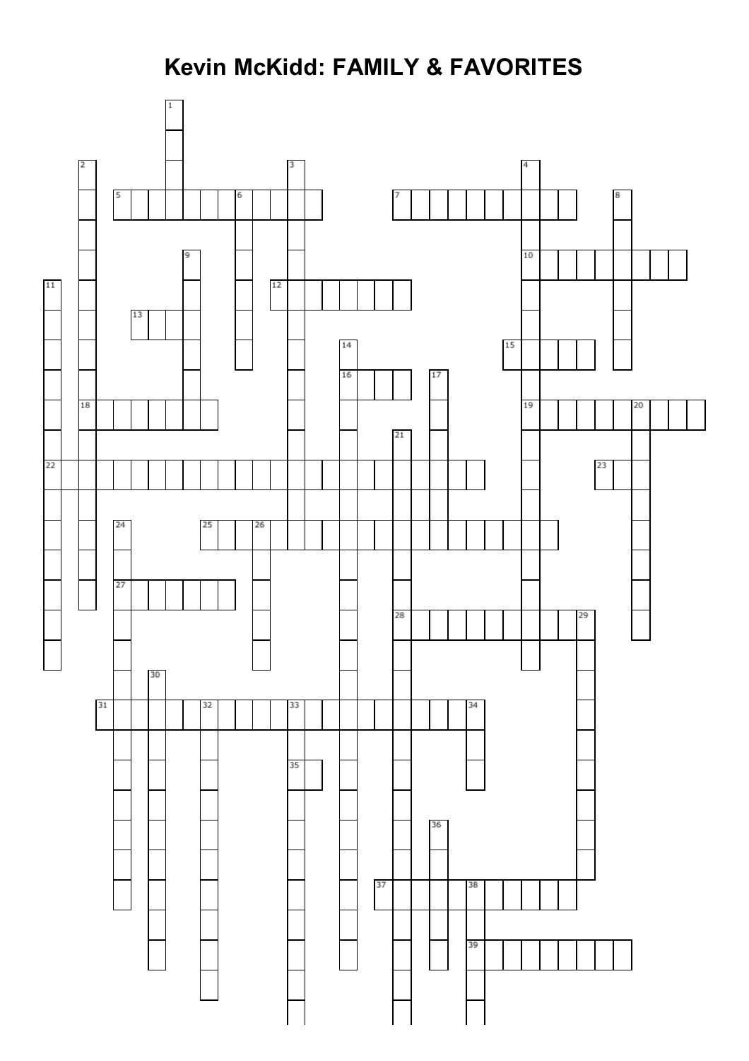# Kevin McKidd: FAMILY & FAVORITES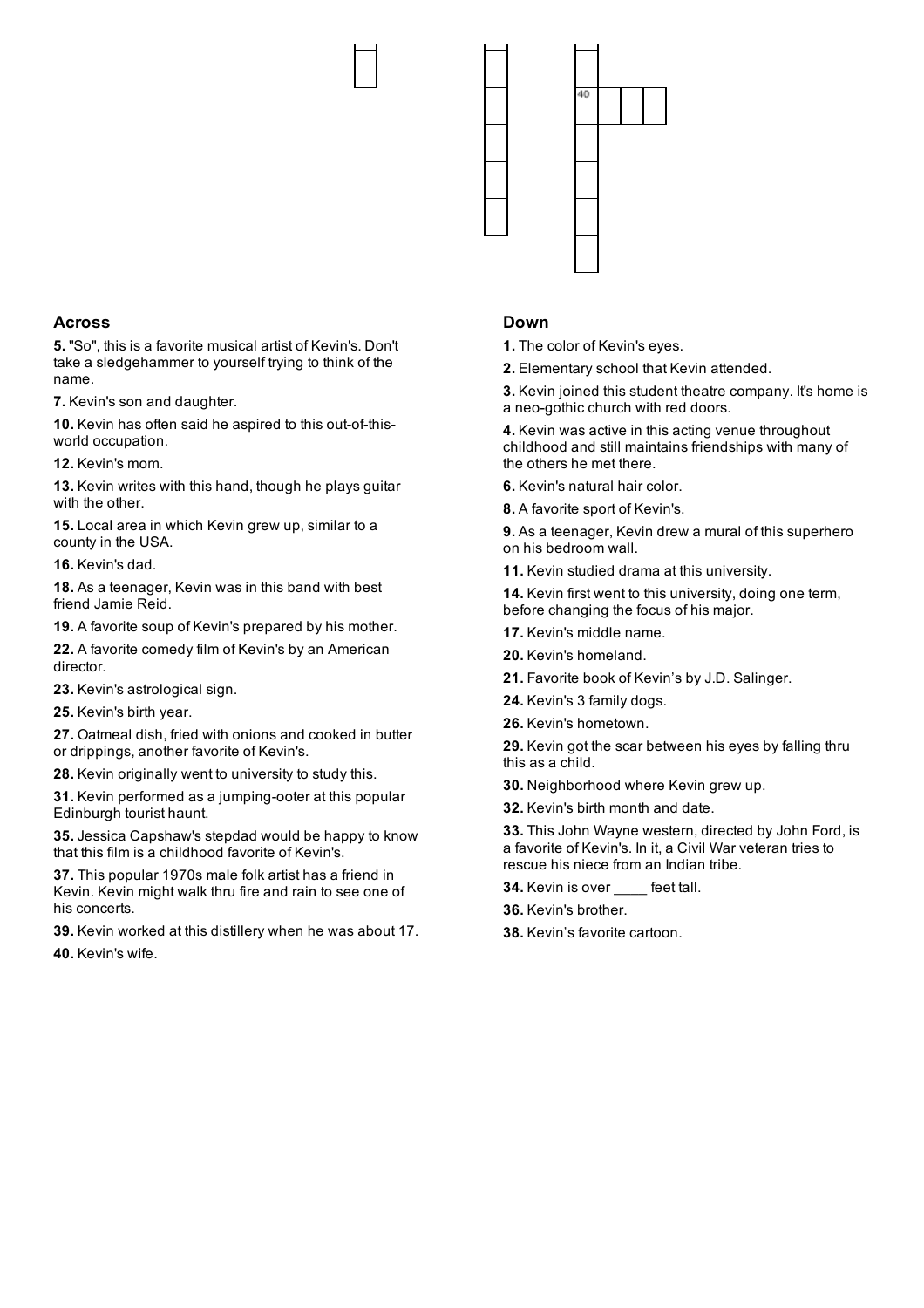40

## Across

**5.** "So", this is a favorite musical artist of Kevin's. Don't take a sledgehammer to yourself trying to think of the name.

**7.** Kevin's son and daughter.

**10.** Kevin has often said he aspired to this out-of-this-world occupation.

**12.** Kevin's mom.

**13.** Kevin writes with this hand, though he plays guitar with the other.

**15.** Local area in which Kevin grew up, similar to a county in the USA.

**16.** Kevin's dad.

**18.** As a teenager, Kevin was in this band with best friend Jamie Reid.

**19.** A favorite soup of Kevin's prepared by his mother.

**22.** A favorite comedy film of Kevin's by an American director.

**23.** Kevin's astrological sign.

**25.** Kevin's birth year.

**27.** Oatmeal dish, fried with onions and cooked in butter or drippings, another favorite of Kevin's.

**28.** Kevin originally went to university to study this.

**31.** Kevin performed as a jumping-ooter at this popular Edinburgh tourist haunt.

**35.** Jessica Capshaw's stepdad would be happy to know that this film is a childhood favorite of Kevin's.

**37.** This popular 1970s male folk artist has a friend in Kevin. Kevin might walk thru fire and rain to see one of his concerts.

**39.** Kevin worked at this distillery when he was about 17.

**40.** Kevin's wife.

## Down

**1.** The color of Kevin's eyes.

**2.** Elementary school that Kevin attended.

**3.** Kevin joined this student theatre company. It's home is a neo-gothic church with red doors.

**4.** Kevin was active in this acting venue throughout childhood and still maintains friendships with many of the others he met there.

**6.** Kevin's natural hair color.

**8.** A favorite sport of Kevin's.

**9.** As a teenager, Kevin drew a mural of this superhero on his bedroom wall.

**11.** Kevin studied drama at this university.

**14.** Kevin first went to this university, doing one term, before changing the focus of his major.

**17.** Kevin's middle name.

**20.** Kevin's homeland.

**21.** Favorite book of Kevin's by J.D. Salinger.

**24.** Kevin's 3 family dogs.

**26.** Kevin's hometown.

**29.** Kevin got the scar between his eyes by falling thru this as a child.

**30.** Neighborhood where Kevin grew up.

**32.** Kevin's birth month and date.

**33.** This John Wayne western, directed by John Ford, is a favorite of Kevin's. In it, a Civil War veteran tries to rescue his niece from an Indian tribe.

**34.** Kevin is over ____ feet tall.

**36.** Kevin's brother.

**38.** Kevin's favorite cartoon.